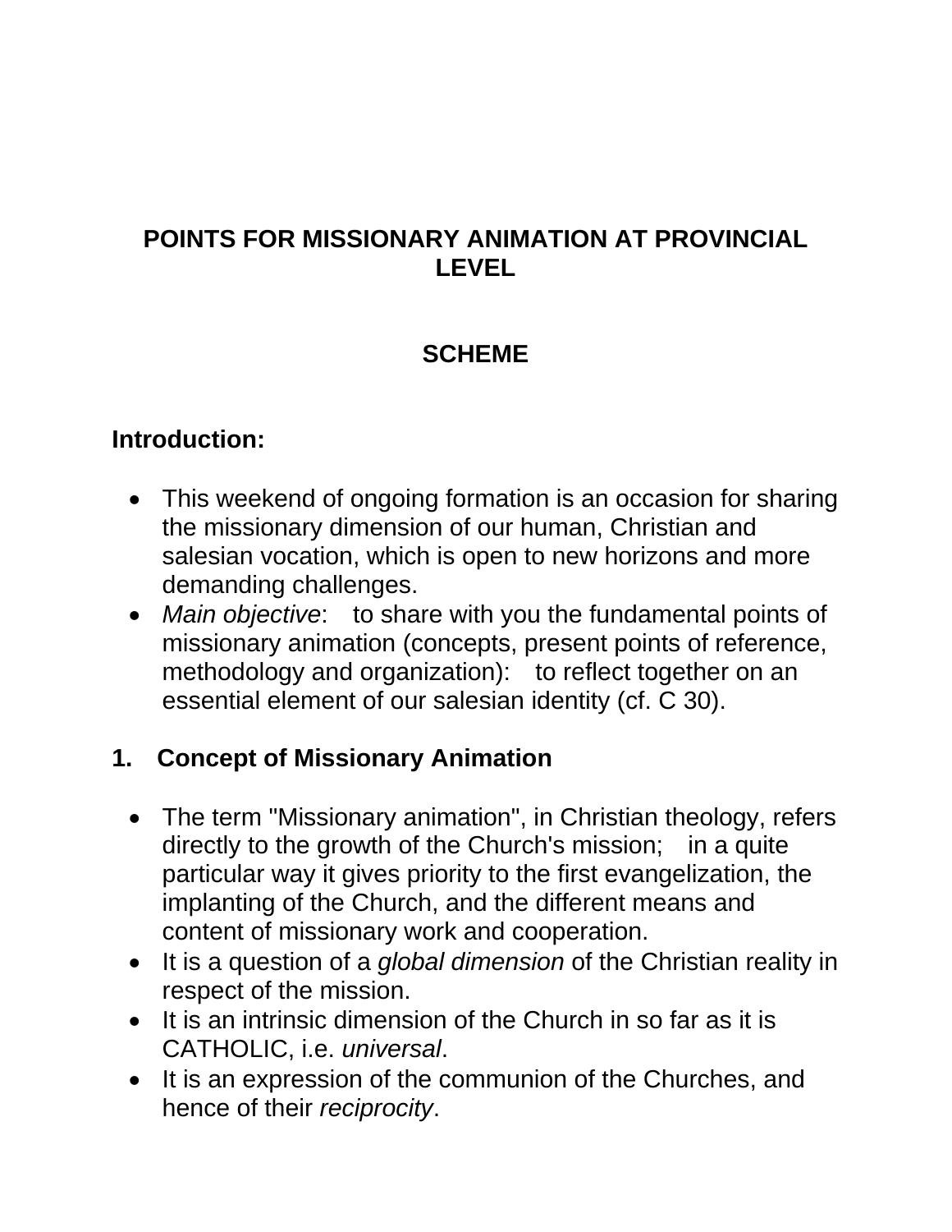# POINTS FOR MISSIONARY ANIMATION AT PROVINCIAL LEVEL

## SCHEME

### Introduction:

- This weekend of ongoing formation is an occasion for sharing the missionary dimension of our human, Christian and salesian vocation, which is open to new horizons and more demanding challenges.
- *Main objective*: to share with you the fundamental points of missionary animation (concepts, present points of reference, methodology and organization): to reflect together on an essential element of our salesian identity (cf. C 30).

### 1. Concept of Missionary Animation

- The term "Missionary animation", in Christian theology, refers directly to the growth of the Church's mission; in a quite particular way it gives priority to the first evangelization, the implanting of the Church, and the different means and content of missionary work and cooperation.
- It is a question of a *global dimension* of the Christian reality in respect of the mission.
- It is an intrinsic dimension of the Church in so far as it is CATHOLIC, i.e. *universal*.
- It is an expression of the communion of the Churches, and hence of their *reciprocity*.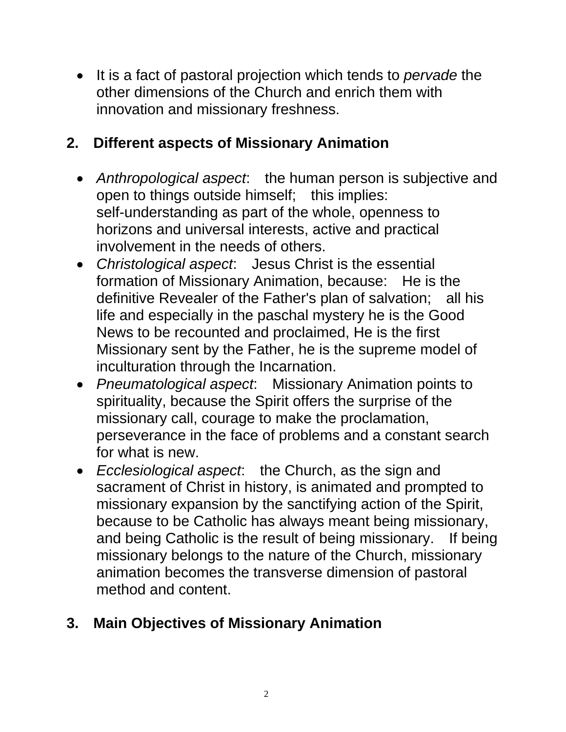- It is a fact of pastoral projection which tends to *pervade* the other dimensions of the Church and enrich them with innovation and missionary freshness.

## 2. Different aspects of Missionary Animation

- *Anthropological aspect*: the human person is subjective and open to things outside himself; this implies: self-understanding as part of the whole, openness to horizons and universal interests, active and practical involvement in the needs of others.
- *Christological aspect*: Jesus Christ is the essential formation of Missionary Animation, because: He is the definitive Revealer of the Father's plan of salvation; all his life and especially in the paschal mystery he is the Good News to be recounted and proclaimed, He is the first Missionary sent by the Father, he is the supreme model of inculturation through the Incarnation.
- *Pneumatological aspect*: Missionary Animation points to spirituality, because the Spirit offers the surprise of the missionary call, courage to make the proclamation, perseverance in the face of problems and a constant search for what is new.
- *Ecclesiological aspect*: the Church, as the sign and sacrament of Christ in history, is animated and prompted to missionary expansion by the sanctifying action of the Spirit, because to be Catholic has always meant being missionary, and being Catholic is the result of being missionary. If being missionary belongs to the nature of the Church, missionary animation becomes the transverse dimension of pastoral method and content.

## 3. Main Objectives of Missionary Animation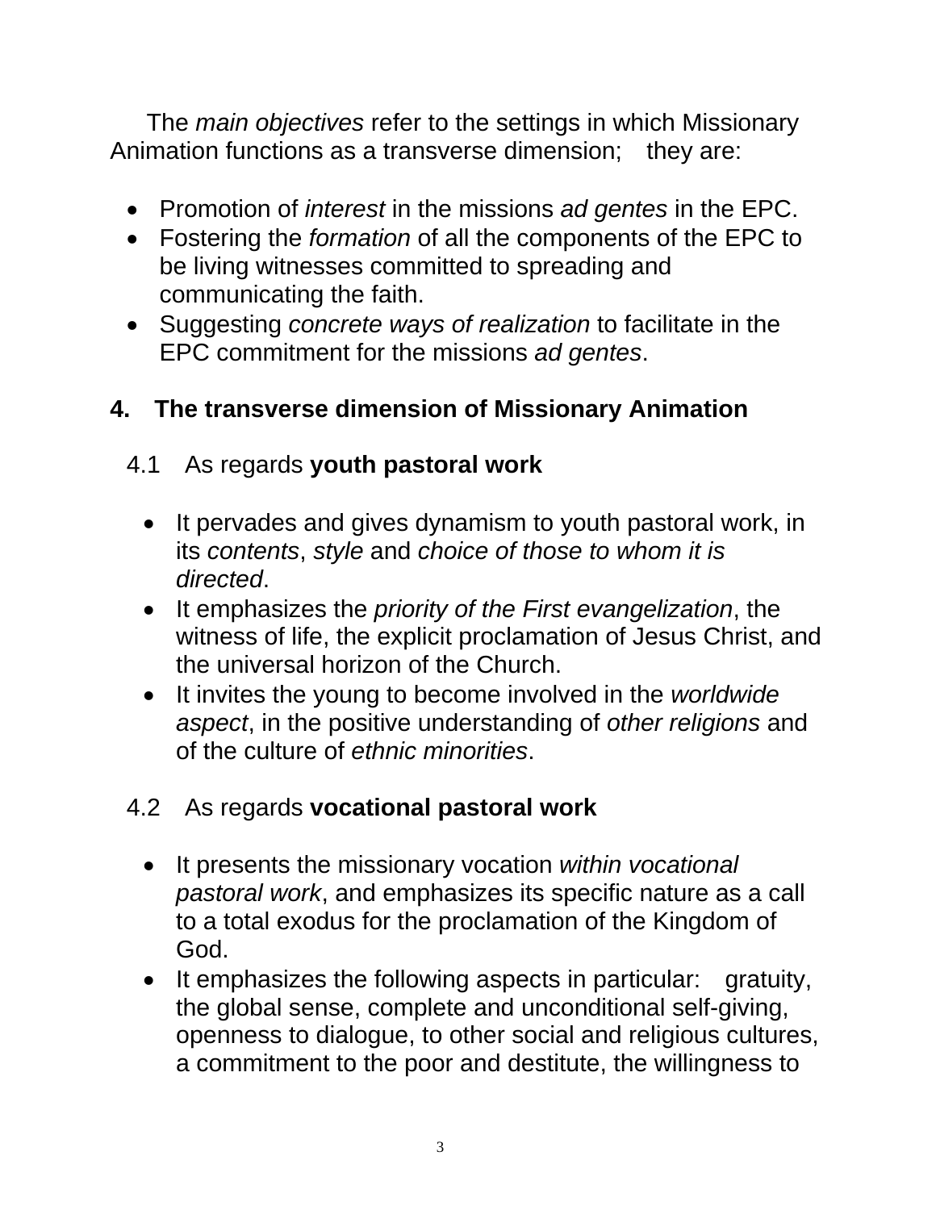The *main objectives* refer to the settings in which Missionary Animation functions as a transverse dimension;  they are:

- Promotion of *interest* in the missions *ad gentes* in the EPC.
- Fostering the *formation* of all the components of the EPC to be living witnesses committed to spreading and communicating the faith.
- Suggesting *concrete ways of realization* to facilitate in the EPC commitment for the missions *ad gentes*.

## 4. The transverse dimension of Missionary Animation

### 4.1 As regards **youth pastoral work**

- It pervades and gives dynamism to youth pastoral work, in its *contents*, *style* and *choice of those to whom it is directed*.
- It emphasizes the *priority of the First evangelization*, the witness of life, the explicit proclamation of Jesus Christ, and the universal horizon of the Church.
- It invites the young to become involved in the *worldwide aspect*, in the positive understanding of *other religions* and of the culture of *ethnic minorities*.

### 4.2 As regards **vocational pastoral work**

- It presents the missionary vocation *within vocational pastoral work*, and emphasizes its specific nature as a call to a total exodus for the proclamation of the Kingdom of God.
- It emphasizes the following aspects in particular:  gratuity, the global sense, complete and unconditional self-giving, openness to dialogue, to other social and religious cultures, a commitment to the poor and destitute, the willingness to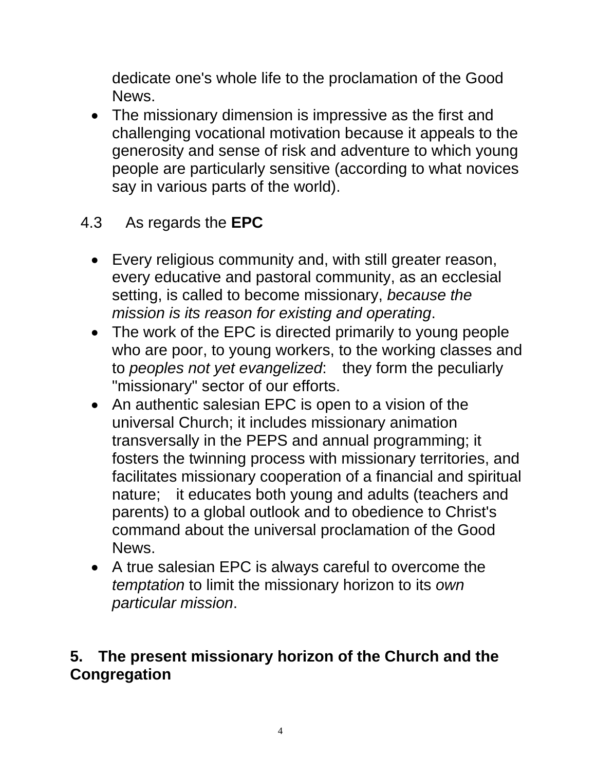dedicate one's whole life to the proclamation of the Good News.

- The missionary dimension is impressive as the first and challenging vocational motivation because it appeals to the generosity and sense of risk and adventure to which young people are particularly sensitive (according to what novices say in various parts of the world).

4.3 As regards the **EPC**

- Every religious community and, with still greater reason, every educative and pastoral community, as an ecclesial setting, is called to become missionary, *because the mission is its reason for existing and operating*.
- The work of the EPC is directed primarily to young people who are poor, to young workers, to the working classes and to *peoples not yet evangelized*: they form the peculiarly "missionary" sector of our efforts.
- An authentic salesian EPC is open to a vision of the universal Church; it includes missionary animation transversally in the PEPS and annual programming; it fosters the twinning process with missionary territories, and facilitates missionary cooperation of a financial and spiritual nature; it educates both young and adults (teachers and parents) to a global outlook and to obedience to Christ's command about the universal proclamation of the Good News.
- A true salesian EPC is always careful to overcome the *temptation* to limit the missionary horizon to its *own particular mission*.

## 5. The present missionary horizon of the Church and the Congregation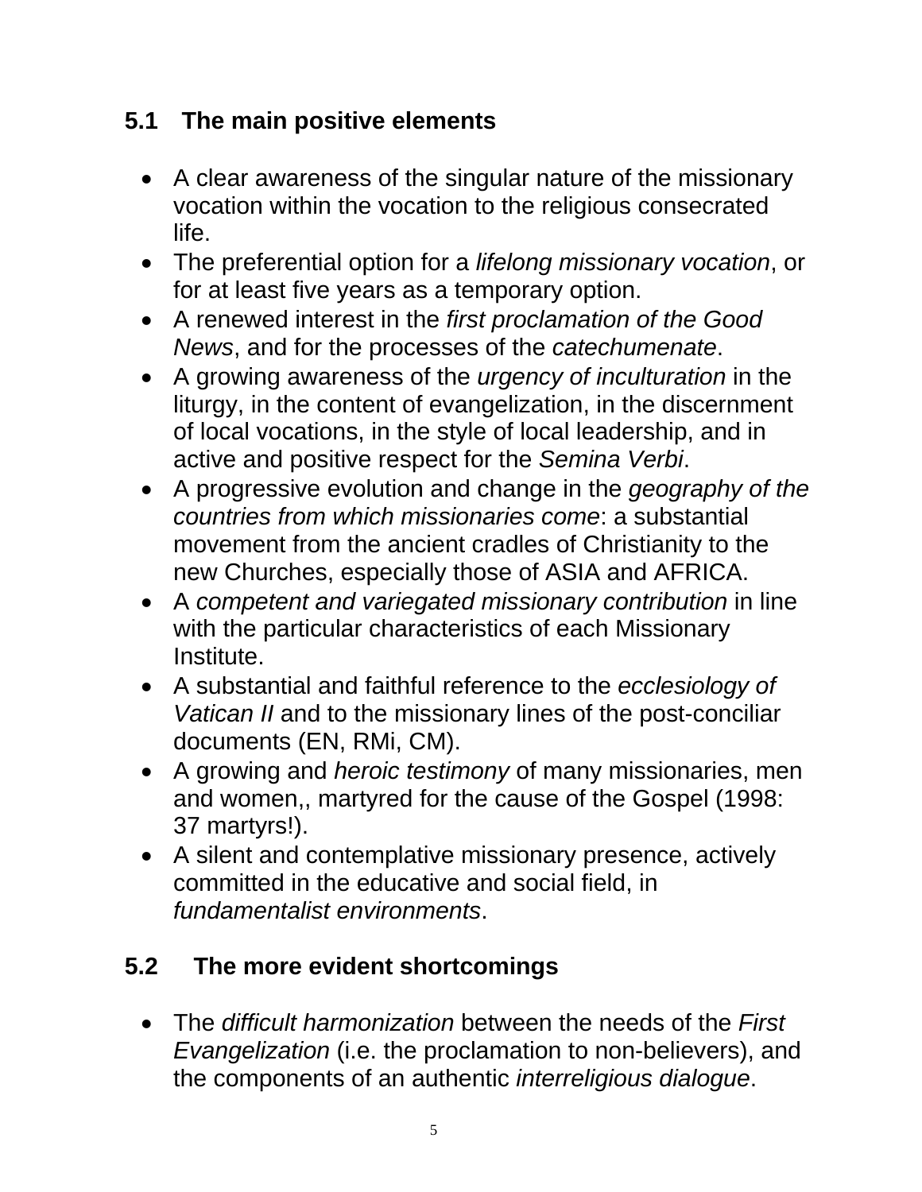## 5.1 The main positive elements

- A clear awareness of the singular nature of the missionary vocation within the vocation to the religious consecrated life.
- The preferential option for a *lifelong missionary vocation*, or for at least five years as a temporary option.
- A renewed interest in the *first proclamation of the Good News*, and for the processes of the *catechumenate*.
- A growing awareness of the *urgency of inculturation* in the liturgy, in the content of evangelization, in the discernment of local vocations, in the style of local leadership, and in active and positive respect for the *Semina Verbi*.
- A progressive evolution and change in the *geography of the countries from which missionaries come*: a substantial movement from the ancient cradles of Christianity to the new Churches, especially those of ASIA and AFRICA.
- A *competent and variegated missionary contribution* in line with the particular characteristics of each Missionary Institute.
- A substantial and faithful reference to the *ecclesiology of Vatican II* and to the missionary lines of the post-conciliar documents (EN, RMi, CM).
- A growing and *heroic testimony* of many missionaries, men and women,, martyred for the cause of the Gospel (1998: 37 martyrs!).
- A silent and contemplative missionary presence, actively committed in the educative and social field, in *fundamentalist environments*.

## 5.2 The more evident shortcomings

- The *difficult harmonization* between the needs of the *First Evangelization* (i.e. the proclamation to non-believers), and the components of an authentic *interreligious dialogue*.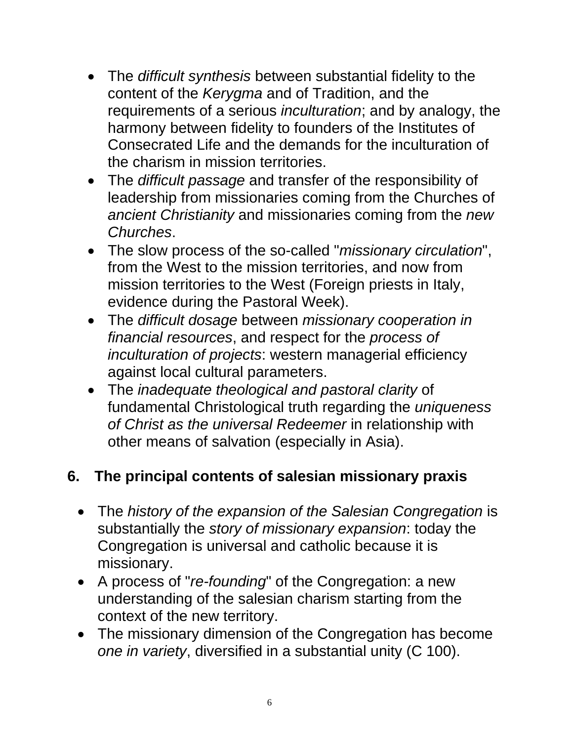- The *difficult synthesis* between substantial fidelity to the content of the *Kerygma* and of Tradition, and the requirements of a serious *inculturation*; and by analogy, the harmony between fidelity to founders of the Institutes of Consecrated Life and the demands for the inculturation of the charism in mission territories.
- The *difficult passage* and transfer of the responsibility of leadership from missionaries coming from the Churches of *ancient Christianity* and missionaries coming from the *new Churches*.
- The slow process of the so-called "*missionary circulation*", from the West to the mission territories, and now from mission territories to the West (Foreign priests in Italy, evidence during the Pastoral Week).
- The *difficult dosage* between *missionary cooperation in financial resources*, and respect for the *process of inculturation of projects*: western managerial efficiency against local cultural parameters.
- The *inadequate theological and pastoral clarity* of fundamental Christological truth regarding the *uniqueness of Christ as the universal Redeemer* in relationship with other means of salvation (especially in Asia).

## 6. The principal contents of salesian missionary praxis

- The *history of the expansion of the Salesian Congregation* is substantially the *story of missionary expansion*: today the Congregation is universal and catholic because it is missionary.
- A process of "*re-founding*" of the Congregation: a new understanding of the salesian charism starting from the context of the new territory.
- The missionary dimension of the Congregation has become *one in variety*, diversified in a substantial unity (C 100).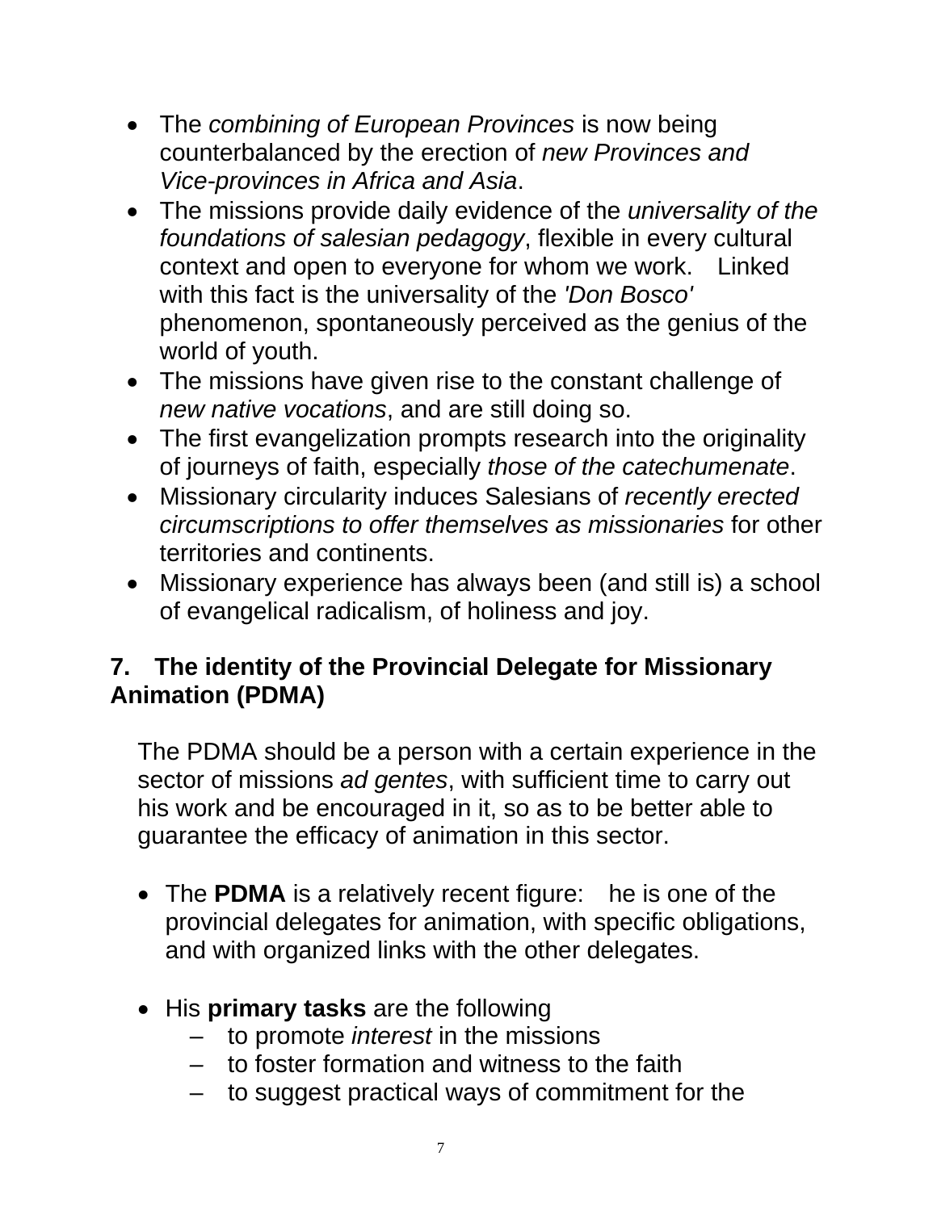- The *combining of European Provinces* is now being counterbalanced by the erection of *new Provinces and Vice-provinces in Africa and Asia*.
- The missions provide daily evidence of the *universality of the foundations of salesian pedagogy*, flexible in every cultural context and open to everyone for whom we work. Linked with this fact is the universality of the *'Don Bosco'* phenomenon, spontaneously perceived as the genius of the world of youth.
- The missions have given rise to the constant challenge of *new native vocations*, and are still doing so.
- The first evangelization prompts research into the originality of journeys of faith, especially *those of the catechumenate*.
- Missionary circularity induces Salesians of *recently erected circumscriptions to offer themselves as missionaries* for other territories and continents.
- Missionary experience has always been (and still is) a school of evangelical radicalism, of holiness and joy.

## 7. The identity of the Provincial Delegate for Missionary Animation (PDMA)

The PDMA should be a person with a certain experience in the sector of missions *ad gentes*, with sufficient time to carry out his work and be encouraged in it, so as to be better able to guarantee the efficacy of animation in this sector.

- The **PDMA** is a relatively recent figure: he is one of the provincial delegates for animation, with specific obligations, and with organized links with the other delegates.

- His **primary tasks** are the following
  - to promote *interest* in the missions
  - to foster formation and witness to the faith
  - to suggest practical ways of commitment for the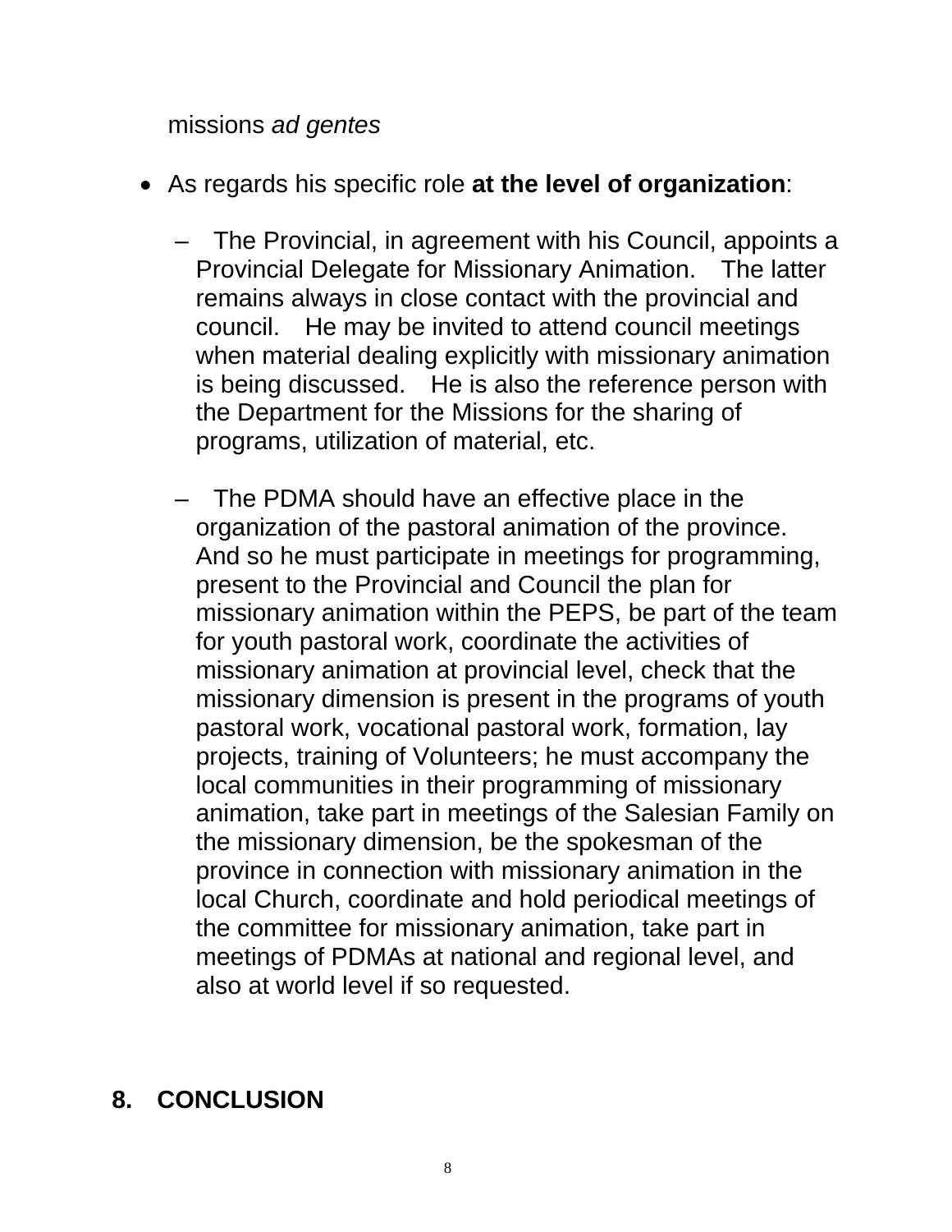missions *ad gentes*

- As regards his specific role **at the level of organization**:

  – The Provincial, in agreement with his Council, appoints a Provincial Delegate for Missionary Animation. The latter remains always in close contact with the provincial and council. He may be invited to attend council meetings when material dealing explicitly with missionary animation is being discussed. He is also the reference person with the Department for the Missions for the sharing of programs, utilization of material, etc.

  – The PDMA should have an effective place in the organization of the pastoral animation of the province. And so he must participate in meetings for programming, present to the Provincial and Council the plan for missionary animation within the PEPS, be part of the team for youth pastoral work, coordinate the activities of missionary animation at provincial level, check that the missionary dimension is present in the programs of youth pastoral work, vocational pastoral work, formation, lay projects, training of Volunteers; he must accompany the local communities in their programming of missionary animation, take part in meetings of the Salesian Family on the missionary dimension, be the spokesman of the province in connection with missionary animation in the local Church, coordinate and hold periodical meetings of the committee for missionary animation, take part in meetings of PDMAs at national and regional level, and also at world level if so requested.

## 8. CONCLUSION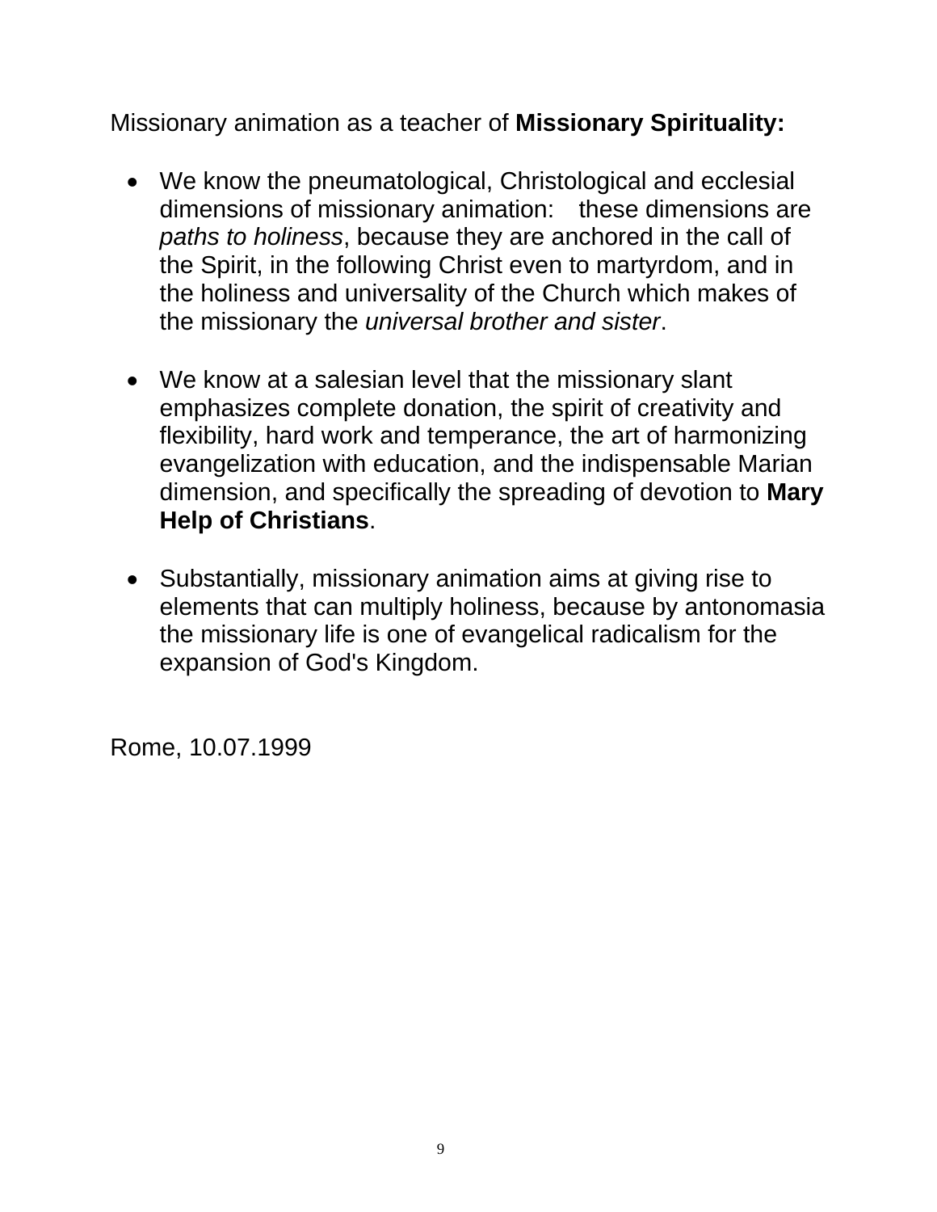Missionary animation as a teacher of **Missionary Spirituality:**

- We know the pneumatological, Christological and ecclesial dimensions of missionary animation: these dimensions are *paths to holiness*, because they are anchored in the call of the Spirit, in the following Christ even to martyrdom, and in the holiness and universality of the Church which makes of the missionary the *universal brother and sister*.

- We know at a salesian level that the missionary slant emphasizes complete donation, the spirit of creativity and flexibility, hard work and temperance, the art of harmonizing evangelization with education, and the indispensable Marian dimension, and specifically the spreading of devotion to **Mary Help of Christians**.

- Substantially, missionary animation aims at giving rise to elements that can multiply holiness, because by antonomasia the missionary life is one of evangelical radicalism for the expansion of God's Kingdom.

Rome, 10.07.1999